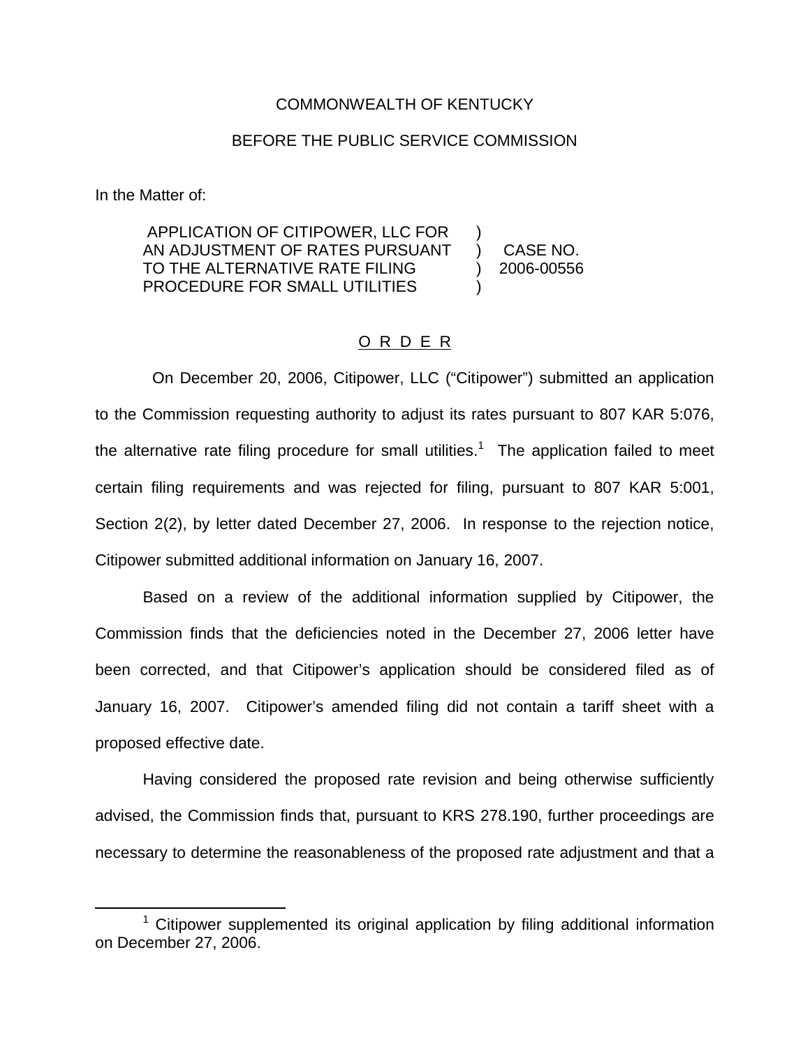COMMONWEALTH OF KENTUCKY

BEFORE THE PUBLIC SERVICE COMMISSION

In the Matter of:

| | | |
|---|---|---|
| APPLICATION OF CITIPOWER, LLC FOR AN ADJUSTMENT OF RATES PURSUANT TO THE ALTERNATIVE RATE FILING PROCEDURE FOR SMALL UTILITIES | ) ) ) ) | CASE NO. 2006-00556 |

O R D E R

On December 20, 2006, Citipower, LLC ("Citipower") submitted an application to the Commission requesting authority to adjust its rates pursuant to 807 KAR 5:076, the alternative rate filing procedure for small utilities.[1] The application failed to meet certain filing requirements and was rejected for filing, pursuant to 807 KAR 5:001, Section 2(2), by letter dated December 27, 2006. In response to the rejection notice, Citipower submitted additional information on January 16, 2007.

Based on a review of the additional information supplied by Citipower, the Commission finds that the deficiencies noted in the December 27, 2006 letter have been corrected, and that Citipower's application should be considered filed as of January 16, 2007. Citipower's amended filing did not contain a tariff sheet with a proposed effective date.

Having considered the proposed rate revision and being otherwise sufficiently advised, the Commission finds that, pursuant to KRS 278.190, further proceedings are necessary to determine the reasonableness of the proposed rate adjustment and that a

[1] Citipower supplemented its original application by filing additional information on December 27, 2006.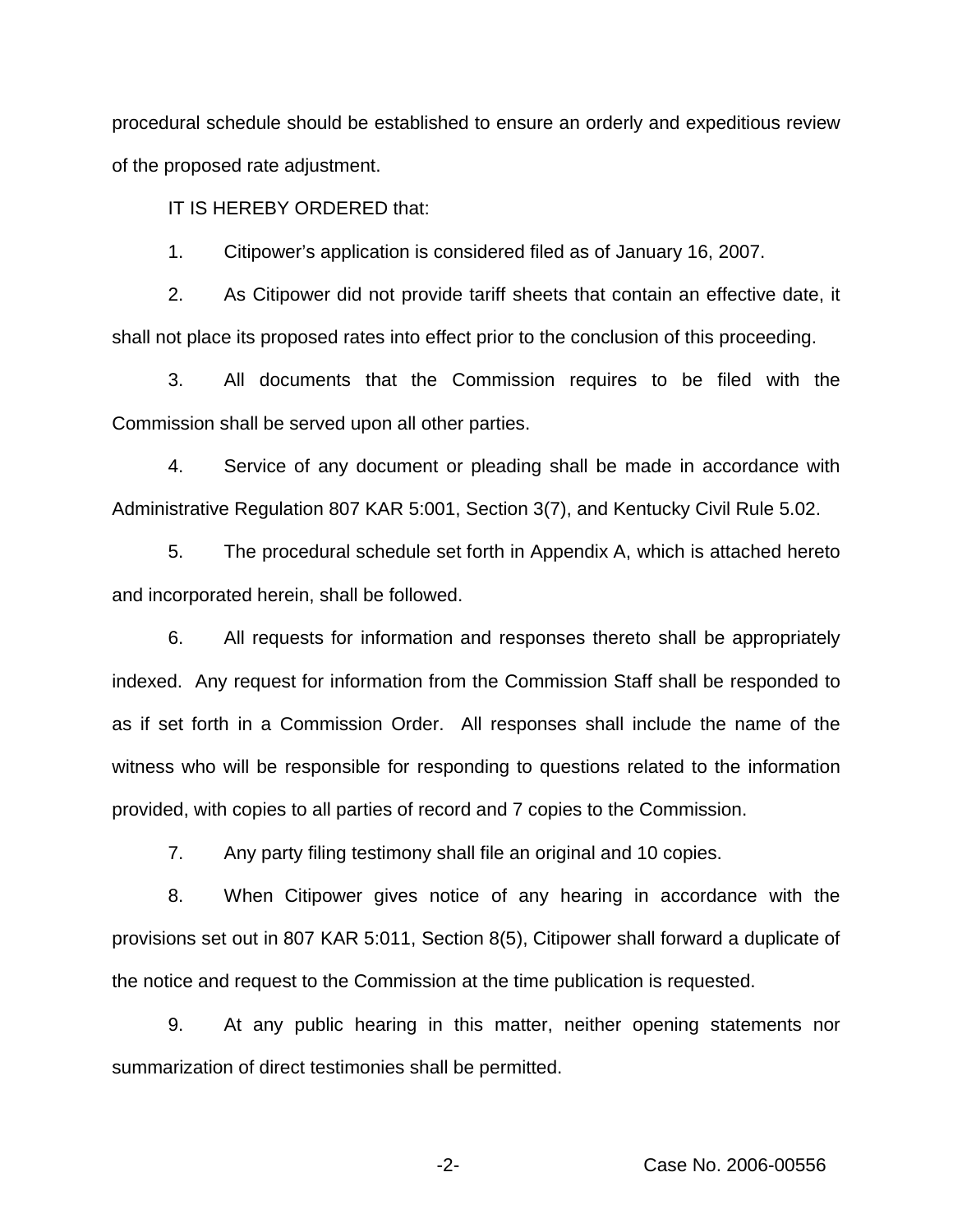procedural schedule should be established to ensure an orderly and expeditious review of the proposed rate adjustment.

IT IS HEREBY ORDERED that:

1. Citipower's application is considered filed as of January 16, 2007.

2. As Citipower did not provide tariff sheets that contain an effective date, it shall not place its proposed rates into effect prior to the conclusion of this proceeding.

3. All documents that the Commission requires to be filed with the Commission shall be served upon all other parties.

4. Service of any document or pleading shall be made in accordance with Administrative Regulation 807 KAR 5:001, Section 3(7), and Kentucky Civil Rule 5.02.

5. The procedural schedule set forth in Appendix A, which is attached hereto and incorporated herein, shall be followed.

6. All requests for information and responses thereto shall be appropriately indexed. Any request for information from the Commission Staff shall be responded to as if set forth in a Commission Order. All responses shall include the name of the witness who will be responsible for responding to questions related to the information provided, with copies to all parties of record and 7 copies to the Commission.

7. Any party filing testimony shall file an original and 10 copies.

8. When Citipower gives notice of any hearing in accordance with the provisions set out in 807 KAR 5:011, Section 8(5), Citipower shall forward a duplicate of the notice and request to the Commission at the time publication is requested.

9. At any public hearing in this matter, neither opening statements nor summarization of direct testimonies shall be permitted.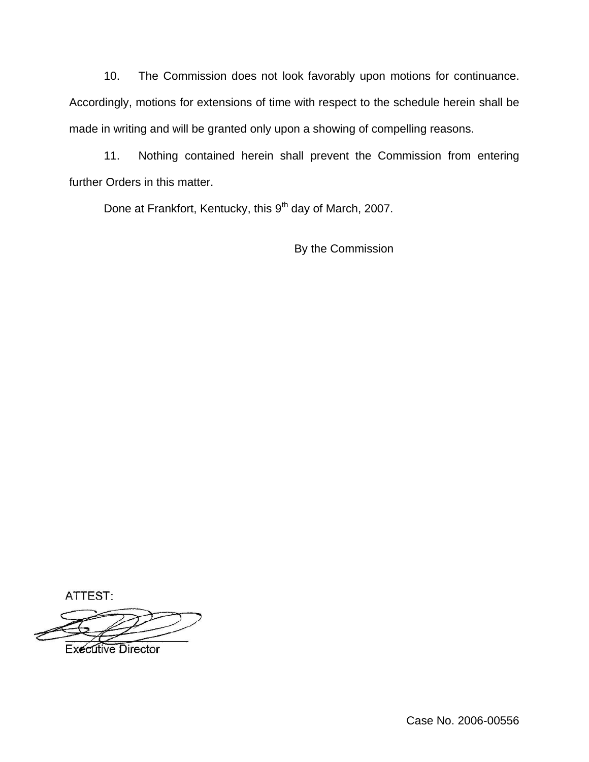10. The Commission does not look favorably upon motions for continuance. Accordingly, motions for extensions of time with respect to the schedule herein shall be made in writing and will be granted only upon a showing of compelling reasons.

11. Nothing contained herein shall prevent the Commission from entering further Orders in this matter.

Done at Frankfort, Kentucky, this 9th day of March, 2007.

By the Commission

ATTEST:

Executive Director

Case No. 2006-00556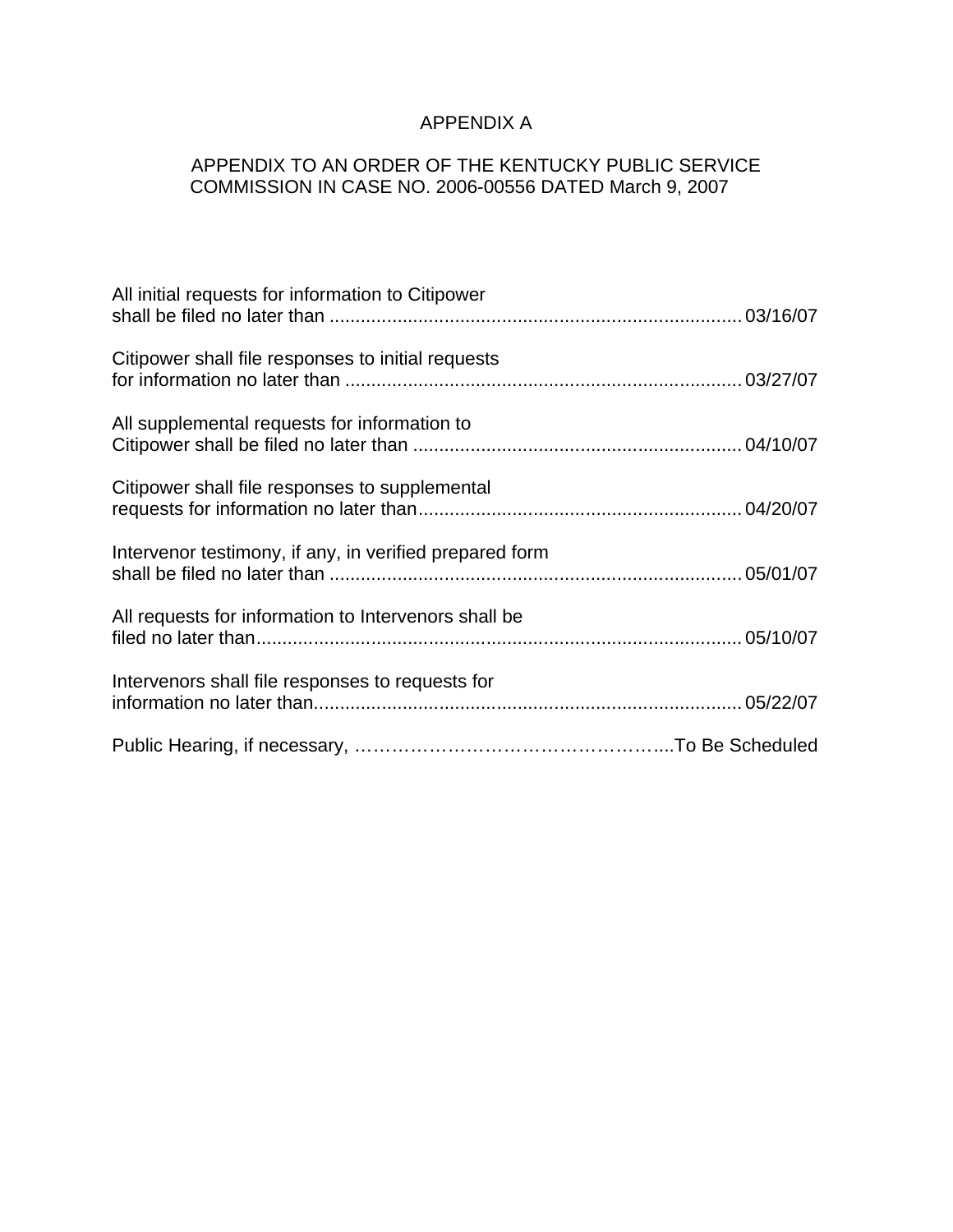# APPENDIX A

APPENDIX TO AN ORDER OF THE KENTUCKY PUBLIC SERVICE COMMISSION IN CASE NO. 2006-00556 DATED March 9, 2007

All initial requests for information to Citipower shall be filed no later than .............................................................................. 03/16/07

Citipower shall file responses to initial requests for information no later than ........................................................................... 03/27/07

All supplemental requests for information to Citipower shall be filed no later than .............................................................. 04/10/07

Citipower shall file responses to supplemental requests for information no later than............................................................. 04/20/07

Intervenor testimony, if any, in verified prepared form shall be filed no later than .............................................................................. 05/01/07

All requests for information to Intervenors shall be filed no later than............................................................................................ 05/10/07

Intervenors shall file responses to requests for information no later than................................................................................. 05/22/07

Public Hearing, if necessary, …………………………………………...To Be Scheduled